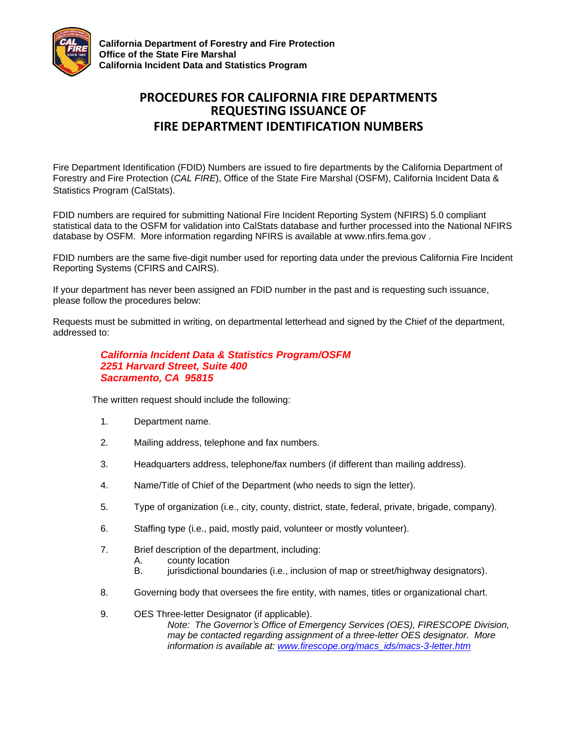**California Department of Forestry and Fire Protection**
**Office of the State Fire Marshal**
**California Incident Data and Statistics Program**

# PROCEDURES FOR CALIFORNIA FIRE DEPARTMENTS REQUESTING ISSUANCE OF FIRE DEPARTMENT IDENTIFICATION NUMBERS

Fire Department Identification (FDID) Numbers are issued to fire departments by the California Department of Forestry and Fire Protection (*CAL FIRE*), Office of the State Fire Marshal (OSFM), California Incident Data & Statistics Program (CalStats).

FDID numbers are required for submitting National Fire Incident Reporting System (NFIRS) 5.0 compliant statistical data to the OSFM for validation into CalStats database and further processed into the National NFIRS database by OSFM. More information regarding NFIRS is available at www.nfirs.fema.gov .

FDID numbers are the same five-digit number used for reporting data under the previous California Fire Incident Reporting Systems (CFIRS and CAIRS).

If your department has never been assigned an FDID number in the past and is requesting such issuance, please follow the procedures below:

Requests must be submitted in writing, on departmental letterhead and signed by the Chief of the department, addressed to:

> ***California Incident Data & Statistics Program/OSFM***
> ***2251 Harvard Street, Suite 400***
> ***Sacramento, CA 95815***

The written request should include the following:

1. Department name.
2. Mailing address, telephone and fax numbers.
3. Headquarters address, telephone/fax numbers (if different than mailing address).
4. Name/Title of Chief of the Department (who needs to sign the letter).
5. Type of organization (i.e., city, county, district, state, federal, private, brigade, company).
6. Staffing type (i.e., paid, mostly paid, volunteer or mostly volunteer).
7. Brief description of the department, including:
   A. county location
   B. jurisdictional boundaries (i.e., inclusion of map or street/highway designators).
8. Governing body that oversees the fire entity, with names, titles or organizational chart.
9. OES Three-letter Designator (if applicable).
   *Note: The Governor's Office of Emergency Services (OES), FIRESCOPE Division, may be contacted regarding assignment of a three-letter OES designator. More information is available at: www.firescope.org/macs_ids/macs-3-letter.htm*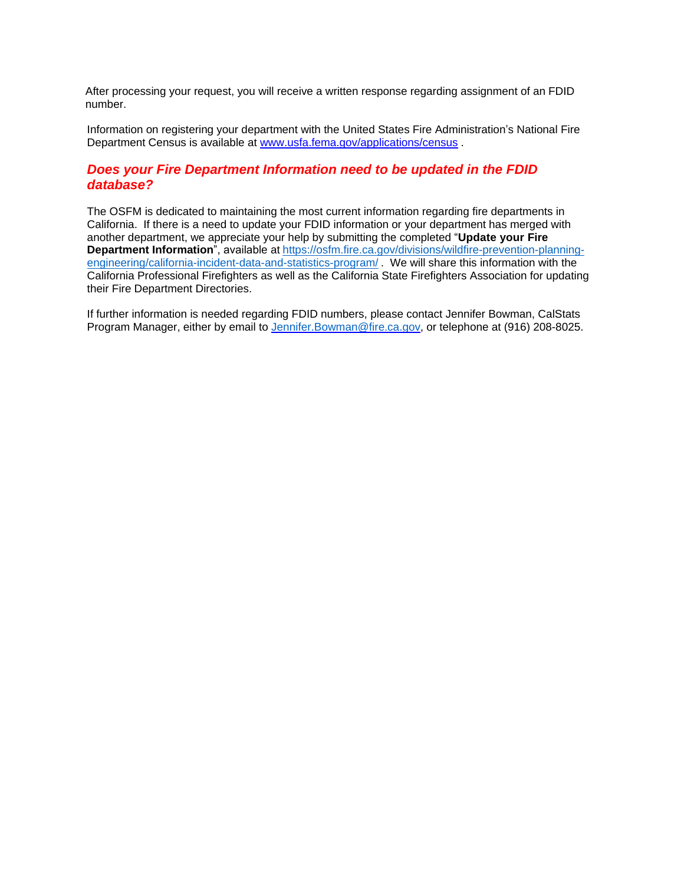After processing your request, you will receive a written response regarding assignment of an FDID number.

Information on registering your department with the United States Fire Administration's National Fire Department Census is available at www.usfa.fema.gov/applications/census .

## ***Does your Fire Department Information need to be updated in the FDID database?***

The OSFM is dedicated to maintaining the most current information regarding fire departments in California. If there is a need to update your FDID information or your department has merged with another department, we appreciate your help by submitting the completed "**Update your Fire Department Information**", available at https://osfm.fire.ca.gov/divisions/wildfire-prevention-planning-engineering/california-incident-data-and-statistics-program/ . We will share this information with the California Professional Firefighters as well as the California State Firefighters Association for updating their Fire Department Directories.

If further information is needed regarding FDID numbers, please contact Jennifer Bowman, CalStats Program Manager, either by email to Jennifer.Bowman@fire.ca.gov, or telephone at (916) 208-8025.